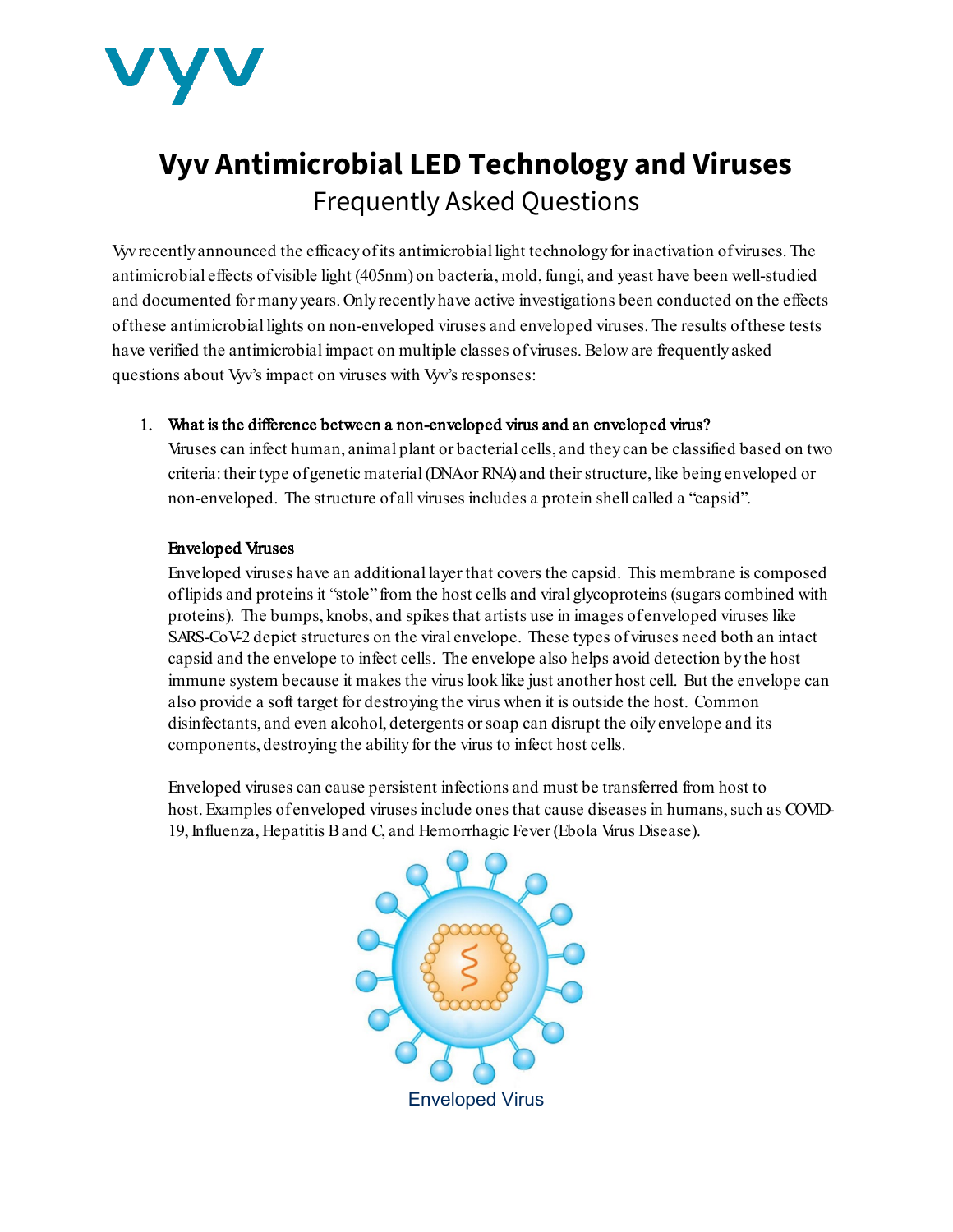vyv

# Vyv Antimicrobial LED Technology and Viruses

## Frequently Asked Questions

Vyv recently announced the efficacy of its antimicrobial light technology for inactivation of viruses. The antimicrobial effects of visible light (405nm) on bacteria, mold, fungi, and yeast have been well-studied and documented for many years. Only recently have active investigations been conducted on the effects of these antimicrobial lights on non-enveloped viruses and enveloped viruses. The results of these tests have verified the antimicrobial impact on multiple classes of viruses. Below are frequently asked questions about Vyv's impact on viruses with Vyv's responses:

1. **What is the difference between a non-enveloped virus and an enveloped virus?**

   Viruses can infect human, animal plant or bacterial cells, and they can be classified based on two criteria: their type of genetic material (DNA or RNA) and their structure, like being enveloped or non-enveloped. The structure of all viruses includes a protein shell called a "capsid".

   **Enveloped Viruses**

   Enveloped viruses have an additional layer that covers the capsid. This membrane is composed of lipids and proteins it "stole" from the host cells and viral glycoproteins (sugars combined with proteins). The bumps, knobs, and spikes that artists use in images of enveloped viruses like SARS-CoV-2 depict structures on the viral envelope. These types of viruses need both an intact capsid and the envelope to infect cells. The envelope also helps avoid detection by the host immune system because it makes the virus look like just another host cell. But the envelope can also provide a soft target for destroying the virus when it is outside the host. Common disinfectants, and even alcohol, detergents or soap can disrupt the oily envelope and its components, destroying the ability for the virus to infect host cells.

   Enveloped viruses can cause persistent infections and must be transferred from host to host. Examples of enveloped viruses include ones that cause diseases in humans, such as COVID-19, Influenza, Hepatitis B and C, and Hemorrhagic Fever (Ebola Virus Disease).

   Enveloped Virus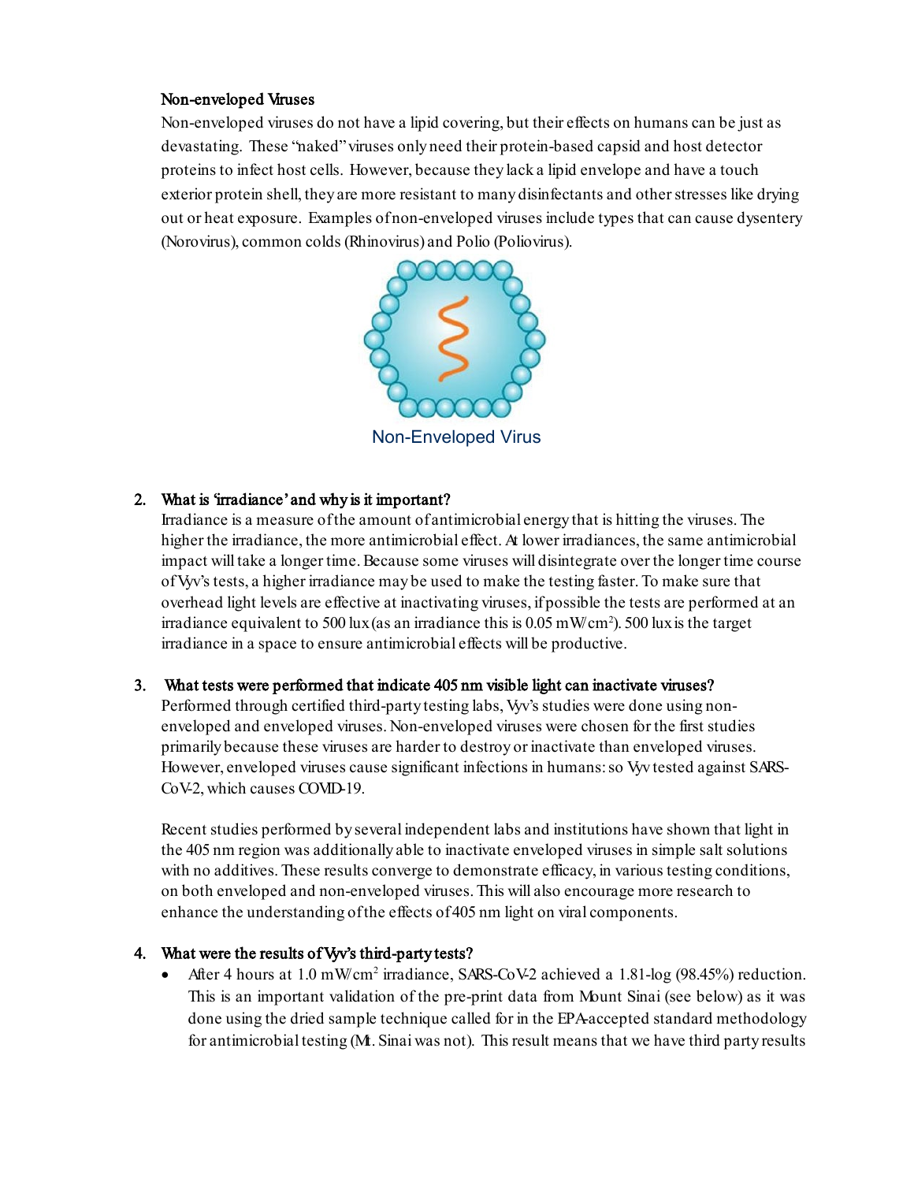**Non-enveloped Viruses**

Non-enveloped viruses do not have a lipid covering, but their effects on humans can be just as devastating. These "naked" viruses only need their protein-based capsid and host detector proteins to infect host cells. However, because they lack a lipid envelope and have a touch exterior protein shell, they are more resistant to many disinfectants and other stresses like drying out or heat exposure. Examples of non-enveloped viruses include types that can cause dysentery (Norovirus), common colds (Rhinovirus) and Polio (Poliovirus).

Non-Enveloped Virus

2. **What is 'irradiance' and why is it important?**

   Irradiance is a measure of the amount of antimicrobial energy that is hitting the viruses. The higher the irradiance, the more antimicrobial effect. At lower irradiances, the same antimicrobial impact will take a longer time. Because some viruses will disintegrate over the longer time course of Vyv's tests, a higher irradiance may be used to make the testing faster. To make sure that overhead light levels are effective at inactivating viruses, if possible the tests are performed at an irradiance equivalent to 500 lux (as an irradiance this is 0.05 mW/cm$^2$). 500 lux is the target irradiance in a space to ensure antimicrobial effects will be productive.

3. **What tests were performed that indicate 405 nm visible light can inactivate viruses?**

   Performed through certified third-party testing labs, Vyv's studies were done using non-enveloped and enveloped viruses. Non-enveloped viruses were chosen for the first studies primarily because these viruses are harder to destroy or inactivate than enveloped viruses. However, enveloped viruses cause significant infections in humans: so Vyv tested against SARS-CoV-2, which causes COVID-19.

   Recent studies performed by several independent labs and institutions have shown that light in the 405 nm region was additionally able to inactivate enveloped viruses in simple salt solutions with no additives. These results converge to demonstrate efficacy, in various testing conditions, on both enveloped and non-enveloped viruses. This will also encourage more research to enhance the understanding of the effects of 405 nm light on viral components.

4. **What were the results of Vyv's third-party tests?**

   - After 4 hours at 1.0 mW/cm$^2$ irradiance, SARS-CoV-2 achieved a 1.81-log (98.45%) reduction. This is an important validation of the pre-print data from Mount Sinai (see below) as it was done using the dried sample technique called for in the EPA-accepted standard methodology for antimicrobial testing (Mt. Sinai was not). This result means that we have third party results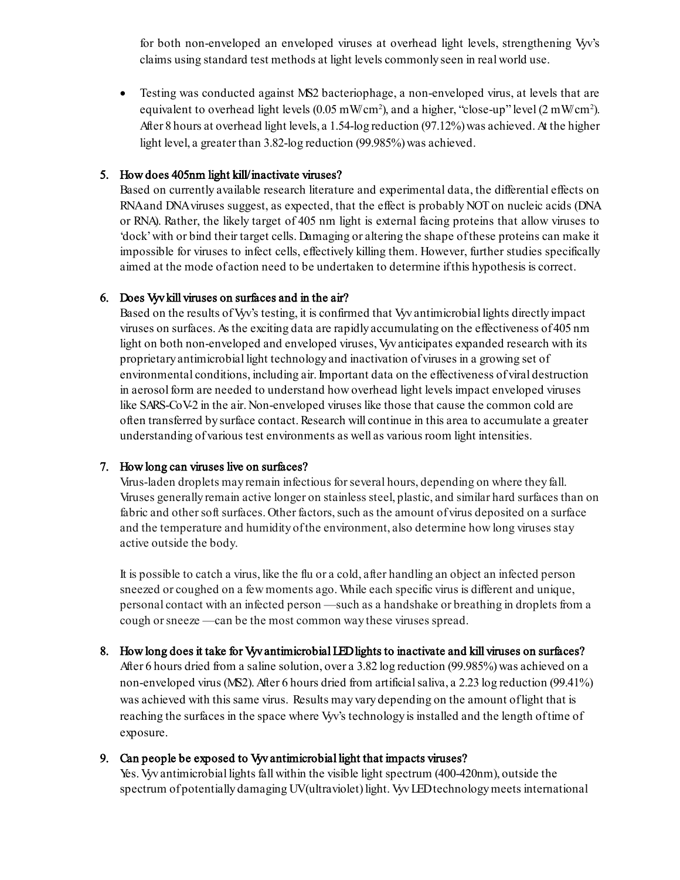for both non-enveloped an enveloped viruses at overhead light levels, strengthening Vyv's claims using standard test methods at light levels commonly seen in real world use.

- Testing was conducted against MS2 bacteriophage, a non-enveloped virus, at levels that are equivalent to overhead light levels (0.05 mW/cm$^2$), and a higher, "close-up" level (2 mW/cm$^2$). After 8 hours at overhead light levels, a 1.54-log reduction (97.12%) was achieved. At the higher light level, a greater than 3.82-log reduction (99.985%) was achieved.

5. **How does 405nm light kill/inactivate viruses?**
   Based on currently available research literature and experimental data, the differential effects on RNA and DNA viruses suggest, as expected, that the effect is probably NOT on nucleic acids (DNA or RNA). Rather, the likely target of 405 nm light is external facing proteins that allow viruses to 'dock' with or bind their target cells. Damaging or altering the shape of these proteins can make it impossible for viruses to infect cells, effectively killing them. However, further studies specifically aimed at the mode of action need to be undertaken to determine if this hypothesis is correct.

6. **Does Vyv kill viruses on surfaces and in the air?**
   Based on the results of Vyv's testing, it is confirmed that Vyv antimicrobial lights directly impact viruses on surfaces. As the exciting data are rapidly accumulating on the effectiveness of 405 nm light on both non-enveloped and enveloped viruses, Vyv anticipates expanded research with its proprietary antimicrobial light technology and inactivation of viruses in a growing set of environmental conditions, including air. Important data on the effectiveness of viral destruction in aerosol form are needed to understand how overhead light levels impact enveloped viruses like SARS-CoV-2 in the air. Non-enveloped viruses like those that cause the common cold are often transferred by surface contact. Research will continue in this area to accumulate a greater understanding of various test environments as well as various room light intensities.

7. **How long can viruses live on surfaces?**
   Virus-laden droplets may remain infectious for several hours, depending on where they fall. Viruses generally remain active longer on stainless steel, plastic, and similar hard surfaces than on fabric and other soft surfaces. Other factors, such as the amount of virus deposited on a surface and the temperature and humidity of the environment, also determine how long viruses stay active outside the body.

   It is possible to catch a virus, like the flu or a cold, after handling an object an infected person sneezed or coughed on a few moments ago. While each specific virus is different and unique, personal contact with an infected person —such as a handshake or breathing in droplets from a cough or sneeze —can be the most common way these viruses spread.

8. **How long does it take for Vyv antimicrobial LED lights to inactivate and kill viruses on surfaces?**
   After 6 hours dried from a saline solution, over a 3.82 log reduction (99.985%) was achieved on a non-enveloped virus (MS2). After 6 hours dried from artificial saliva, a 2.23 log reduction (99.41%) was achieved with this same virus. Results may vary depending on the amount of light that is reaching the surfaces in the space where Vyv's technology is installed and the length of time of exposure.

9. **Can people be exposed to Vyv antimicrobial light that impacts viruses?**
   Yes. Vyv antimicrobial lights fall within the visible light spectrum (400-420nm), outside the spectrum of potentially damaging UV (ultraviolet) light. Vyv LED technology meets international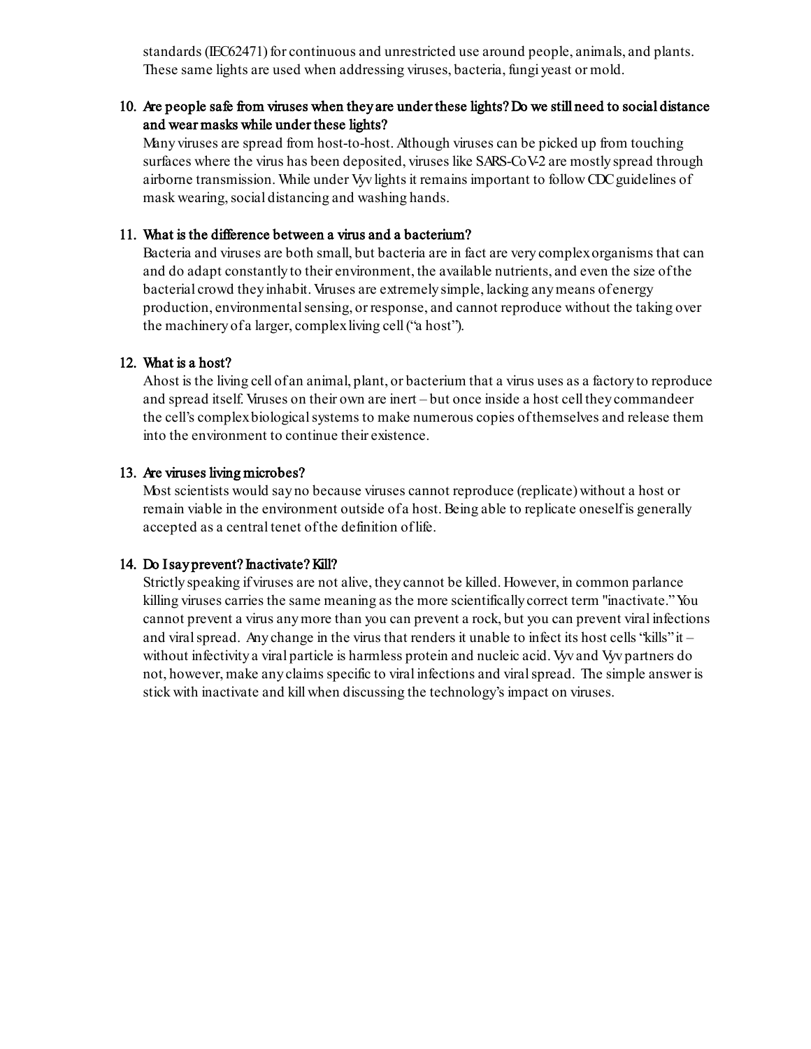standards (IEC62471) for continuous and unrestricted use around people, animals, and plants. These same lights are used when addressing viruses, bacteria, fungi yeast or mold.

10. **Are people safe from viruses when they are under these lights? Do we still need to social distance and wear masks while under these lights?**
    Many viruses are spread from host-to-host. Although viruses can be picked up from touching surfaces where the virus has been deposited, viruses like SARS-CoV-2 are mostly spread through airborne transmission. While under Vyv lights it remains important to follow CDC guidelines of mask wearing, social distancing and washing hands.

11. **What is the difference between a virus and a bacterium?**
    Bacteria and viruses are both small, but bacteria are in fact are very complex organisms that can and do adapt constantly to their environment, the available nutrients, and even the size of the bacterial crowd they inhabit. Viruses are extremely simple, lacking any means of energy production, environmental sensing, or response, and cannot reproduce without the taking over the machinery of a larger, complex living cell ("a host").

12. **What is a host?**
    A host is the living cell of an animal, plant, or bacterium that a virus uses as a factory to reproduce and spread itself. Viruses on their own are inert – but once inside a host cell they commandeer the cell's complex biological systems to make numerous copies of themselves and release them into the environment to continue their existence.

13. **Are viruses living microbes?**
    Most scientists would say no because viruses cannot reproduce (replicate) without a host or remain viable in the environment outside of a host. Being able to replicate oneself is generally accepted as a central tenet of the definition of life.

14. **Do I say prevent? Inactivate? Kill?**
    Strictly speaking if viruses are not alive, they cannot be killed. However, in common parlance killing viruses carries the same meaning as the more scientifically correct term "inactivate." You cannot prevent a virus any more than you can prevent a rock, but you can prevent viral infections and viral spread. Any change in the virus that renders it unable to infect its host cells "kills" it – without infectivity a viral particle is harmless protein and nucleic acid. Vyv and Vyv partners do not, however, make any claims specific to viral infections and viral spread. The simple answer is stick with inactivate and kill when discussing the technology's impact on viruses.